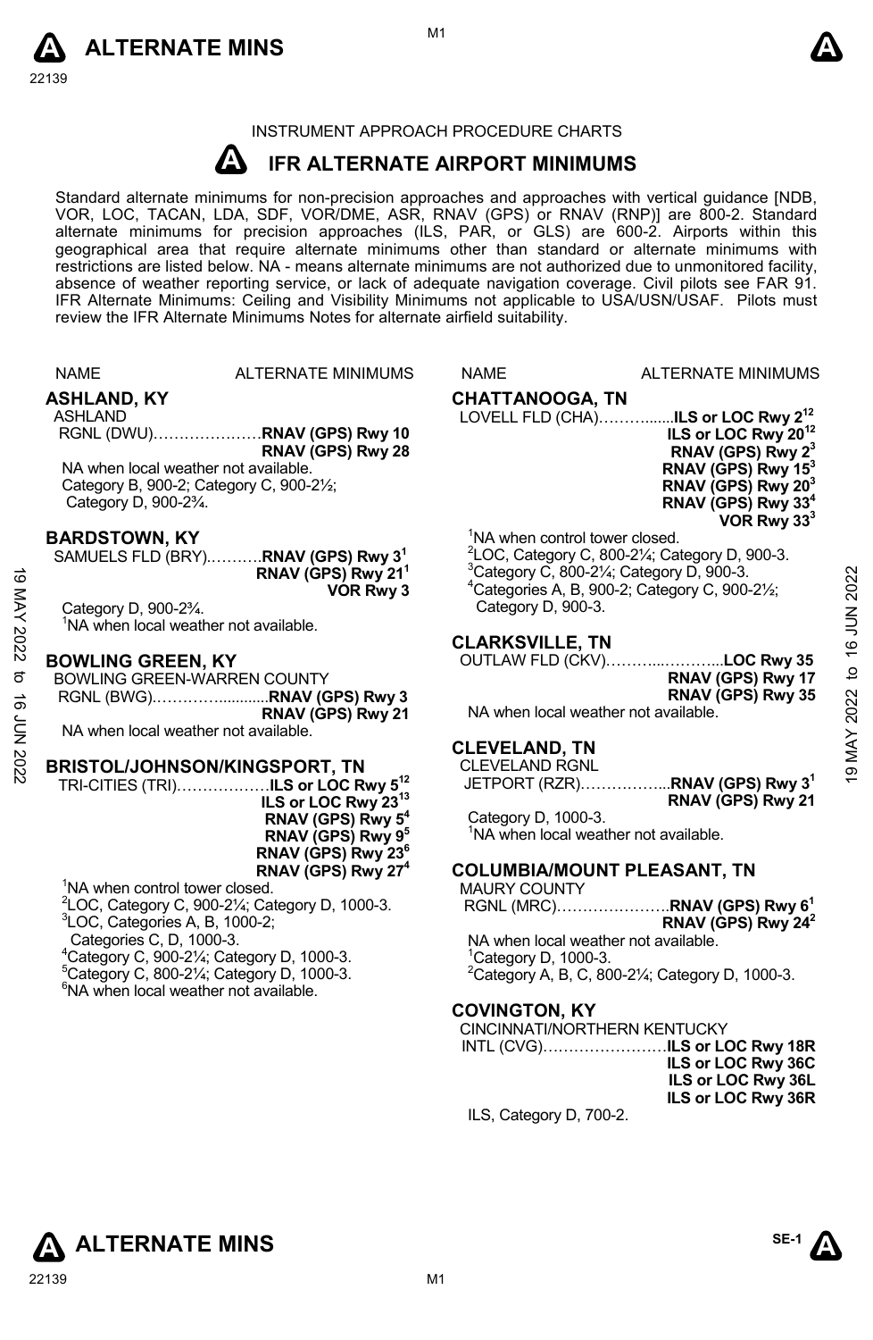INSTRUMENT APPROACH PROCEDURE CHARTS

# IFR ALTERNATE AIRPORT MINIMUMS

Standard alternate minimums for non-precision approaches and approaches with vertical guidance [NDB, VOR, LOC, TACAN, LDA, SDF, VOR/DME, ASR, RNAV (GPS) or RNAV (RNP)] are 800-2. Standard alternate minimums for precision approaches (ILS, PAR, or GLS) are 600-2. Airports within this geographical area that require alternate minimums other than standard or alternate minimums with restrictions are listed below. NA - means alternate minimums are not authorized due to unmonitored facility, absence of weather reporting service, or lack of adequate navigation coverage. Civil pilots see FAR 91. IFR Alternate Minimums: Ceiling and Visibility Minimums not applicable to USA/USN/USAF. Pilots must review the IFR Alternate Minimums Notes for alternate airfield suitability.

NAME — ALTERNATE MINIMUMS

## ASHLAND, KY

ASHLAND RGNL (DWU)……………………**RNAV (GPS) Rwy 10**
**RNAV (GPS) Rwy 28**

NA when local weather not available.
Category B, 900-2; Category C, 900-2½; Category D, 900-2¾.

## BARDSTOWN, KY

SAMUELS FLD (BRY)………..**RNAV (GPS) Rwy 3**[1]
**RNAV (GPS) Rwy 21**[1]
**VOR Rwy 3**

Category D, 900-2¾.
[1]NA when local weather not available.

## BOWLING GREEN, KY

BOWLING GREEN-WARREN COUNTY RGNL (BWG)……………..........**RNAV (GPS) Rwy 3**
**RNAV (GPS) Rwy 21**

NA when local weather not available.

## BRISTOL/JOHNSON/KINGSPORT, TN

TRI-CITIES (TRI)………………**ILS or LOC Rwy 5**[12]
**ILS or LOC Rwy 23**[13]
**RNAV (GPS) Rwy 5**[4]
**RNAV (GPS) Rwy 9**[5]
**RNAV (GPS) Rwy 23**[6]
**RNAV (GPS) Rwy 27**[4]

[1]NA when control tower closed.
[2]LOC, Category C, 900-2¼; Category D, 1000-3.
[3]LOC, Categories A, B, 1000-2; Categories C, D, 1000-3.
[4]Category C, 900-2¼; Category D, 1000-3.
[5]Category C, 800-2¼; Category D, 1000-3.
[6]NA when local weather not available.

## CHATTANOOGA, TN

LOVELL FLD (CHA)………......**ILS or LOC Rwy 2**[12]
**ILS or LOC Rwy 20**[12]
**RNAV (GPS) Rwy 2**[3]
**RNAV (GPS) Rwy 15**[3]
**RNAV (GPS) Rwy 20**[3]
**RNAV (GPS) Rwy 33**[4]
**VOR Rwy 33**[3]

[1]NA when control tower closed.
[2]LOC, Category C, 800-2¼; Category D, 900-3.
[3]Category C, 800-2¼; Category D, 900-3.
[4]Categories A, B, 900-2; Category C, 900-2½; Category D, 900-3.

## CLARKSVILLE, TN

OUTLAW FLD (CKV)………...………...**LOC Rwy 35**
**RNAV (GPS) Rwy 17**
**RNAV (GPS) Rwy 35**

NA when local weather not available.

## CLEVELAND, TN

CLEVELAND RGNL JETPORT (RZR)………….…...**RNAV (GPS) Rwy 3**[1]
**RNAV (GPS) Rwy 21**

Category D, 1000-3.
[1]NA when local weather not available.

## COLUMBIA/MOUNT PLEASANT, TN

MAURY COUNTY RGNL (MRC)…………………..**RNAV (GPS) Rwy 6**[1]
**RNAV (GPS) Rwy 24**[2]

NA when local weather not available.
[1]Category D, 1000-3.
[2]Category A, B, C, 800-2¼; Category D, 1000-3.

## COVINGTON, KY

CINCINNATI/NORTHERN KENTUCKY INTL (CVG)……………………**ILS or LOC Rwy 18R**
**ILS or LOC Rwy 36C**
**ILS or LOC Rwy 36L**
**ILS or LOC Rwy 36R**

ILS, Category D, 700-2.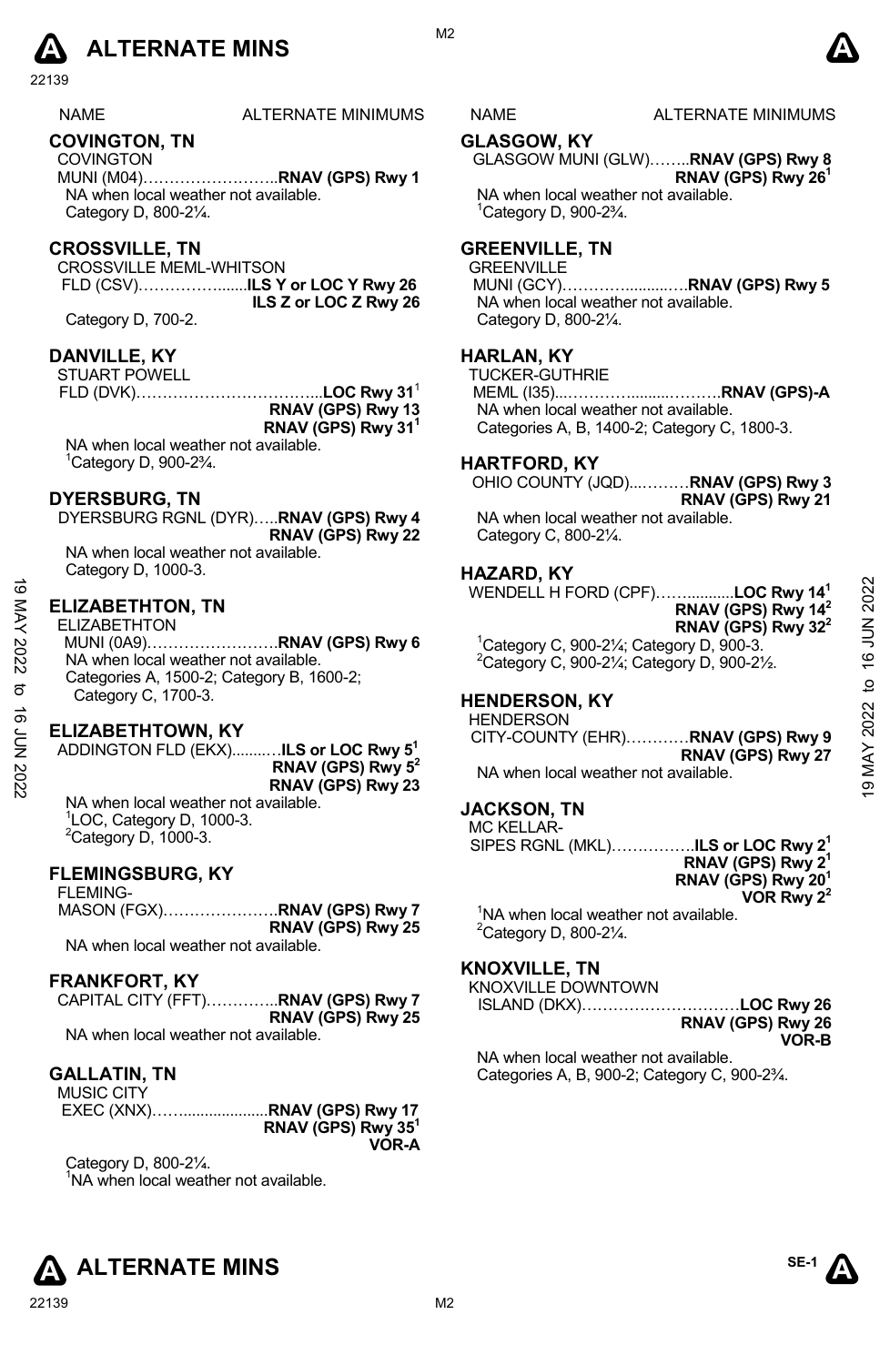# ALTERNATE MINS

| NAME | ALTERNATE MINIMUMS |
|---|---|

## COVINGTON, TN

COVINGTON MUNI (M04)……………………..**RNAV (GPS) Rwy 1**

NA when local weather not available.
Category D, 800-2¼.

## CROSSVILLE, TN

CROSSVILLE MEML-WHITSON FLD (CSV)……………......**ILS Y or LOC Y Rwy 26**
**ILS Z or LOC Z Rwy 26**

Category D, 700-2.

## DANVILLE, KY

STUART POWELL FLD (DVK)……………………………...**LOC Rwy 31**[1]
**RNAV (GPS) Rwy 13**
**RNAV (GPS) Rwy 31**[1]

NA when local weather not available.
[1]Category D, 900-2¾.

## DYERSBURG, TN

DYERSBURG RGNL (DYR)…..**RNAV (GPS) Rwy 4**
**RNAV (GPS) Rwy 22**

NA when local weather not available.
Category D, 1000-3.

## ELIZABETHTON, TN

ELIZABETHTON MUNI (0A9)…………………….**RNAV (GPS) Rwy 6**

NA when local weather not available.
Categories A, 1500-2; Category B, 1600-2; Category C, 1700-3.

## ELIZABETHTOWN, KY

ADDINGTON FLD (EKX)..........**ILS or LOC Rwy 5**[1]
**RNAV (GPS) Rwy 5**[2]
**RNAV (GPS) Rwy 23**

NA when local weather not available.
[1]LOC, Category D, 1000-3.
[2]Category D, 1000-3.

## FLEMINGSBURG, KY

FLEMING-MASON (FGX)………………….**RNAV (GPS) Rwy 7**
**RNAV (GPS) Rwy 25**

NA when local weather not available.

## FRANKFORT, KY

CAPITAL CITY (FFT)…………..**RNAV (GPS) Rwy 7**
**RNAV (GPS) Rwy 25**

NA when local weather not available.

## GALLATIN, TN

MUSIC CITY EXEC (XNX)……...................**RNAV (GPS) Rwy 17**
**RNAV (GPS) Rwy 35**[1]
**VOR-A**

Category D, 800-2¼.
[1]NA when local weather not available.

## GLASGOW, KY

GLASGOW MUNI (GLW)……..**RNAV (GPS) Rwy 8**
**RNAV (GPS) Rwy 26**[1]

NA when local weather not available.
[1]Category D, 900-2¾.

## GREENVILLE, TN

GREENVILLE MUNI (GCY)………….........….**RNAV (GPS) Rwy 5**

NA when local weather not available.
Category D, 800-2¼.

## HARLAN, KY

TUCKER-GUTHRIE MEML (I35)...…………........……….**RNAV (GPS)-A**

NA when local weather not available.
Categories A, B, 1400-2; Category C, 1800-3.

## HARTFORD, KY

OHIO COUNTY (JQD)...………**RNAV (GPS) Rwy 3**
**RNAV (GPS) Rwy 21**

NA when local weather not available.
Category C, 800-2¼.

## HAZARD, KY

WENDELL H FORD (CPF)……..........**LOC Rwy 14**[1]
**RNAV (GPS) Rwy 14**[2]
**RNAV (GPS) Rwy 32**[2]

[1]Category C, 900-2¼; Category D, 900-3.
[2]Category C, 900-2¼; Category D, 900-2½.

## HENDERSON, KY

HENDERSON CITY-COUNTY (EHR)…………**RNAV (GPS) Rwy 9**
**RNAV (GPS) Rwy 27**

NA when local weather not available.

## JACKSON, TN

MC KELLAR-SIPES RGNL (MKL)…………….**ILS or LOC Rwy 2**[1]
**RNAV (GPS) Rwy 2**[1]
**RNAV (GPS) Rwy 20**[1]
**VOR Rwy 2**[2]

[1]NA when local weather not available.
[2]Category D, 800-2¼.

## KNOXVILLE, TN

KNOXVILLE DOWNTOWN ISLAND (DKX)…………………….……**LOC Rwy 26**
**RNAV (GPS) Rwy 26**
**VOR-B**

NA when local weather not available.
Categories A, B, 900-2; Category C, 900-2¾.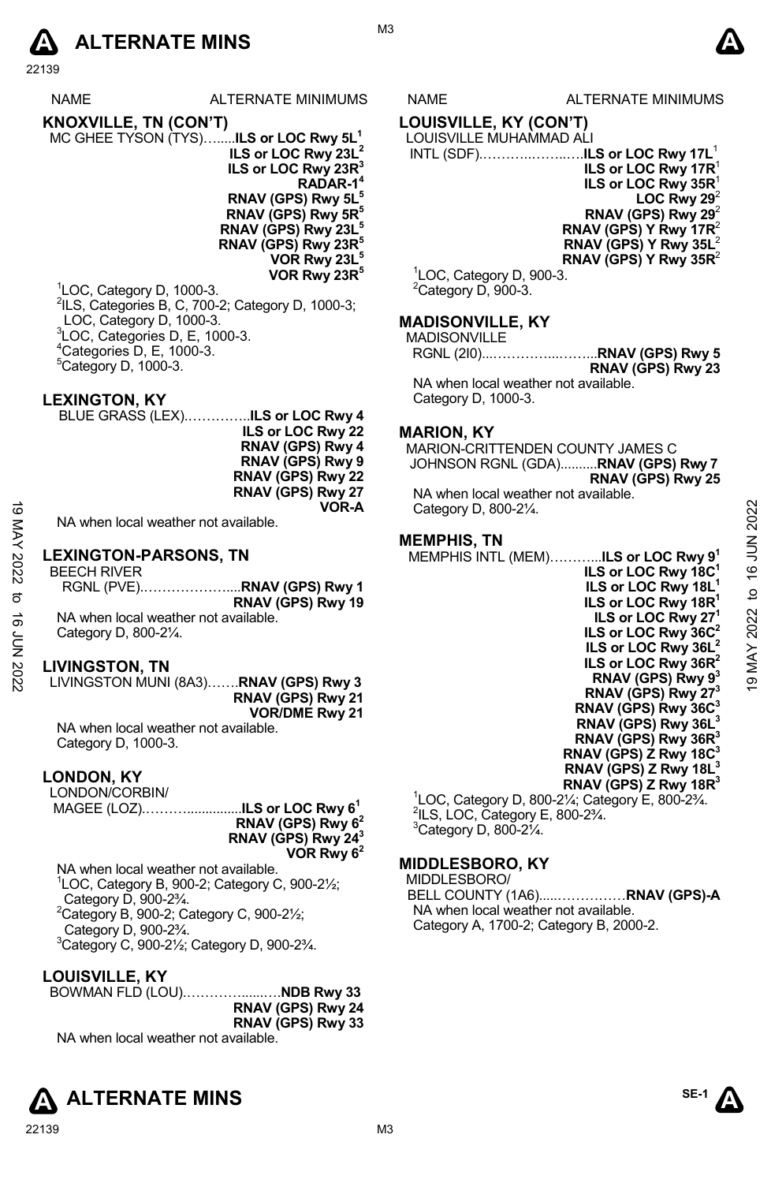# ALTERNATE MINS

| NAME | ALTERNATE MINIMUMS |
|---|---|

## KNOXVILLE, TN (CON'T)

MC GHEE TYSON (TYS)……**ILS or LOC Rwy 5L**[1]
**ILS or LOC Rwy 23L**[2]
**ILS or LOC Rwy 23R**[3]
**RADAR-1**[4]
**RNAV (GPS) Rwy 5L**[5]
**RNAV (GPS) Rwy 5R**[5]
**RNAV (GPS) Rwy 23L**[5]
**RNAV (GPS) Rwy 23R**[5]
**VOR Rwy 23L**[5]
**VOR Rwy 23R**[5]

[1]LOC, Category D, 1000-3.
[2]ILS, Categories B, C, 700-2; Category D, 1000-3; LOC, Category D, 1000-3.
[3]LOC, Categories D, E, 1000-3.
[4]Categories D, E, 1000-3.
[5]Category D, 1000-3.

## LEXINGTON, KY

BLUE GRASS (LEX)…………..**ILS or LOC Rwy 4**
**ILS or LOC Rwy 22**
**RNAV (GPS) Rwy 4**
**RNAV (GPS) Rwy 9**
**RNAV (GPS) Rwy 22**
**RNAV (GPS) Rwy 27**
**VOR-A**

NA when local weather not available.

## LEXINGTON-PARSONS, TN

BEECH RIVER
RGNL (PVE)………………....**RNAV (GPS) Rwy 1**
**RNAV (GPS) Rwy 19**

NA when local weather not available.
Category D, 800-2¼.

## LIVINGSTON, TN

LIVINGSTON MUNI (8A3)…….**RNAV (GPS) Rwy 3**
**RNAV (GPS) Rwy 21**
**VOR/DME Rwy 21**

NA when local weather not available.
Category D, 1000-3.

## LONDON, KY

LONDON/CORBIN/
MAGEE (LOZ)………...............**ILS or LOC Rwy 6**[1]
**RNAV (GPS) Rwy 6**[2]
**RNAV (GPS) Rwy 24**[3]
**VOR Rwy 6**[2]

NA when local weather not available.
[1]LOC, Category B, 900-2; Category C, 900-2½; Category D, 900-2¾.
[2]Category B, 900-2; Category C, 900-2½; Category D, 900-2¾.
[3]Category C, 900-2½; Category D, 900-2¾.

## LOUISVILLE, KY

BOWMAN FLD (LOU)…………......…**NDB Rwy 33**
**RNAV (GPS) Rwy 24**
**RNAV (GPS) Rwy 33**

NA when local weather not available.

## LOUISVILLE, KY (CON'T)

LOUISVILLE MUHAMMAD ALI
INTL (SDF)………...……..….**ILS or LOC Rwy 17L**[1]
**ILS or LOC Rwy 17R**[1]
**ILS or LOC Rwy 35R**[1]
**LOC Rwy 29**[2]
**RNAV (GPS) Rwy 29**[2]
**RNAV (GPS) Y Rwy 17R**[2]
**RNAV (GPS) Y Rwy 35L**[2]
**RNAV (GPS) Y Rwy 35R**[2]

[1]LOC, Category D, 900-3.
[2]Category D, 900-3.

## MADISONVILLE, KY

MADISONVILLE
RGNL (2I0)...…………...……..**RNAV (GPS) Rwy 5**
**RNAV (GPS) Rwy 23**

NA when local weather not available.
Category D, 1000-3.

## MARION, KY

MARION-CRITTENDEN COUNTY JAMES C
JOHNSON RGNL (GDA)..........**RNAV (GPS) Rwy 7**
**RNAV (GPS) Rwy 25**

NA when local weather not available.
Category D, 800-2¼.

## MEMPHIS, TN

MEMPHIS INTL (MEM)………..**ILS or LOC Rwy 9**[1]
**ILS or LOC Rwy 18C**[1]
**ILS or LOC Rwy 18L**[1]
**ILS or LOC Rwy 18R**[1]
**ILS or LOC Rwy 27**[1]
**ILS or LOC Rwy 36C**[2]
**ILS or LOC Rwy 36L**[2]
**ILS or LOC Rwy 36R**[2]
**RNAV (GPS) Rwy 9**[3]
**RNAV (GPS) Rwy 27**[3]
**RNAV (GPS) Rwy 36C**[3]
**RNAV (GPS) Rwy 36L**[3]
**RNAV (GPS) Rwy 36R**[3]
**RNAV (GPS) Z Rwy 18C**[3]
**RNAV (GPS) Z Rwy 18L**[3]
**RNAV (GPS) Z Rwy 18R**[3]

[1]LOC, Category D, 800-2¼; Category E, 800-2¾.
[2]ILS, LOC, Category E, 800-2¾.
[3]Category D, 800-2¼.

## MIDDLESBORO, KY

MIDDLESBORO/
BELL COUNTY (1A6).....……………**RNAV (GPS)-A**

NA when local weather not available.
Category A, 1700-2; Category B, 2000-2.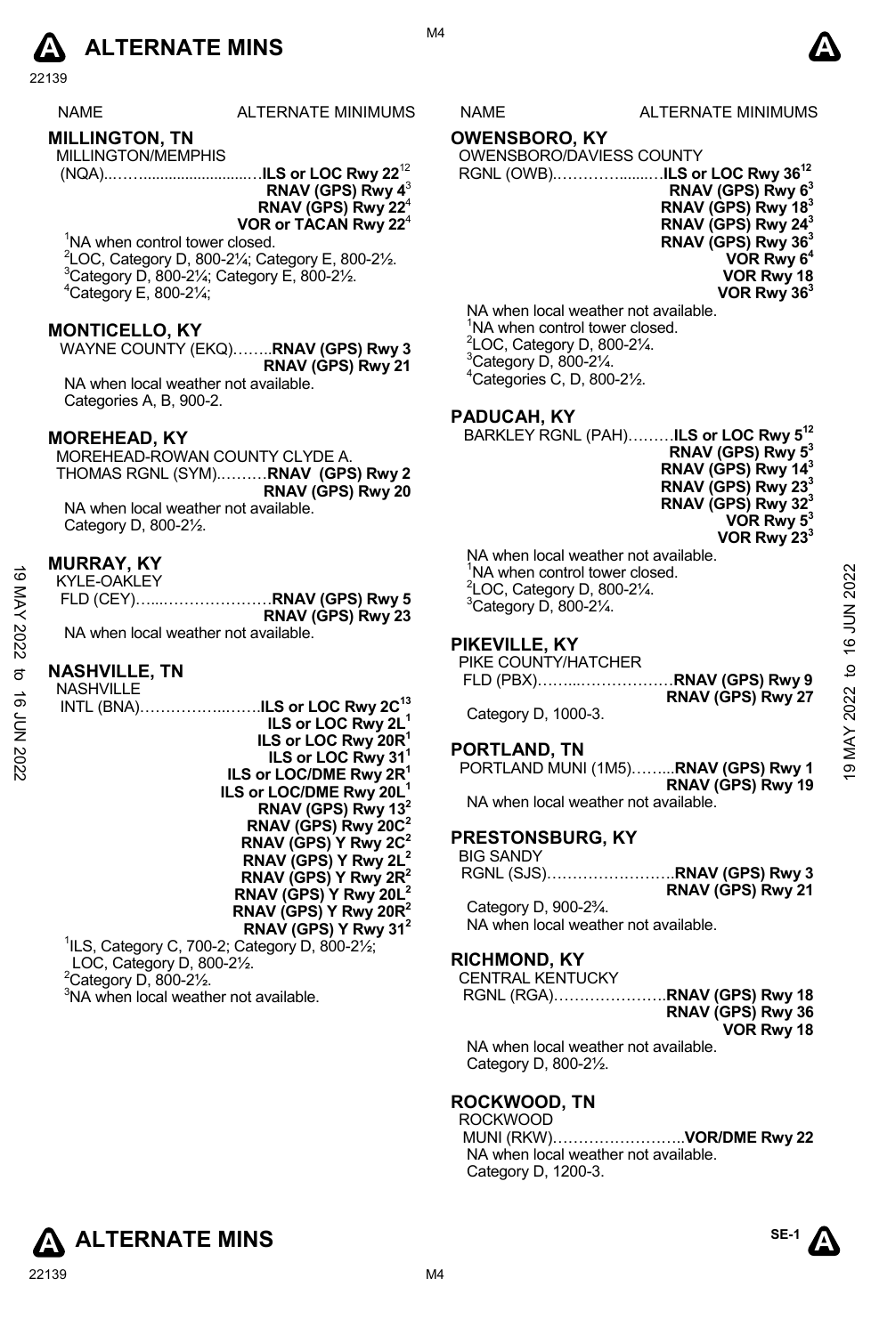# ALTERNATE MINS

| NAME | ALTERNATE MINIMUMS |
|---|---|

## MILLINGTON, TN

MILLINGTON/MEMPHIS
(NQA)........................... **ILS or LOC Rwy 22**[12]
**RNAV (GPS) Rwy 4**[3]
**RNAV (GPS) Rwy 22**[4]
**VOR or TACAN Rwy 22**[4]

[1]NA when control tower closed.
[2]LOC, Category D, 800-2¼; Category E, 800-2½.
[3]Category D, 800-2¼; Category E, 800-2½.
[4]Category E, 800-2¼;

## MONTICELLO, KY

WAYNE COUNTY (EKQ)........**RNAV (GPS) Rwy 3**
**RNAV (GPS) Rwy 21**

NA when local weather not available.
Categories A, B, 900-2.

## MOREHEAD, KY

MOREHEAD-ROWAN COUNTY CLYDE A. THOMAS RGNL (SYM)..........**RNAV (GPS) Rwy 2**
**RNAV (GPS) Rwy 20**

NA when local weather not available.
Category D, 800-2½.

## MURRAY, KY

KYLE-OAKLEY
FLD (CEY)........................**RNAV (GPS) Rwy 5**
**RNAV (GPS) Rwy 23**

NA when local weather not available.

## NASHVILLE, TN

NASHVILLE
INTL (BNA)........................**ILS or LOC Rwy 2C**[13]
**ILS or LOC Rwy 2L**[1]
**ILS or LOC Rwy 20R**[1]
**ILS or LOC Rwy 31**[1]
**ILS or LOC/DME Rwy 2R**[1]
**ILS or LOC/DME Rwy 20L**[1]
**RNAV (GPS) Rwy 13**[2]
**RNAV (GPS) Rwy 20C**[2]
**RNAV (GPS) Y Rwy 2C**[2]
**RNAV (GPS) Y Rwy 2L**[2]
**RNAV (GPS) Y Rwy 2R**[2]
**RNAV (GPS) Y Rwy 20L**[2]
**RNAV (GPS) Y Rwy 20R**[2]
**RNAV (GPS) Y Rwy 31**[2]

[1]ILS, Category C, 700-2; Category D, 800-2½;
LOC, Category D, 800-2½.
[2]Category D, 800-2½.
[3]NA when local weather not available.

## OWENSBORO, KY

OWENSBORO/DAVIESS COUNTY
RGNL (OWB)......................**ILS or LOC Rwy 36**[12]
**RNAV (GPS) Rwy 6**[3]
**RNAV (GPS) Rwy 18**[3]
**RNAV (GPS) Rwy 24**[3]
**RNAV (GPS) Rwy 36**[3]
**VOR Rwy 6**[4]
**VOR Rwy 18**
**VOR Rwy 36**[3]

NA when local weather not available.
[1]NA when control tower closed.
[2]LOC, Category D, 800-2¼.
[3]Category D, 800-2¼.
[4]Categories C, D, 800-2½.

## PADUCAH, KY

BARKLEY RGNL (PAH).........**ILS or LOC Rwy 5**[12]
**RNAV (GPS) Rwy 5**[3]
**RNAV (GPS) Rwy 14**[3]
**RNAV (GPS) Rwy 23**[3]
**RNAV (GPS) Rwy 32**[3]
**VOR Rwy 5**[3]
**VOR Rwy 23**[3]

NA when local weather not available.
[1]NA when control tower closed.
[2]LOC, Category D, 800-2¼.
[3]Category D, 800-2¼.

## PIKEVILLE, KY

PIKE COUNTY/HATCHER
FLD (PBX)...........................**RNAV (GPS) Rwy 9**
**RNAV (GPS) Rwy 27**

Category D, 1000-3.

## PORTLAND, TN

PORTLAND MUNI (1M5)........**RNAV (GPS) Rwy 1**
**RNAV (GPS) Rwy 19**

NA when local weather not available.

## PRESTONSBURG, KY

BIG SANDY
RGNL (SJS).........................**RNAV (GPS) Rwy 3**
**RNAV (GPS) Rwy 21**

Category D, 900-2¾.
NA when local weather not available.

## RICHMOND, KY

CENTRAL KENTUCKY
RGNL (RGA)......................**RNAV (GPS) Rwy 18**
**RNAV (GPS) Rwy 36**
**VOR Rwy 18**

NA when local weather not available.
Category D, 800-2½.

## ROCKWOOD, TN

ROCKWOOD
MUNI (RKW)..........................**VOR/DME Rwy 22**

NA when local weather not available.
Category D, 1200-3.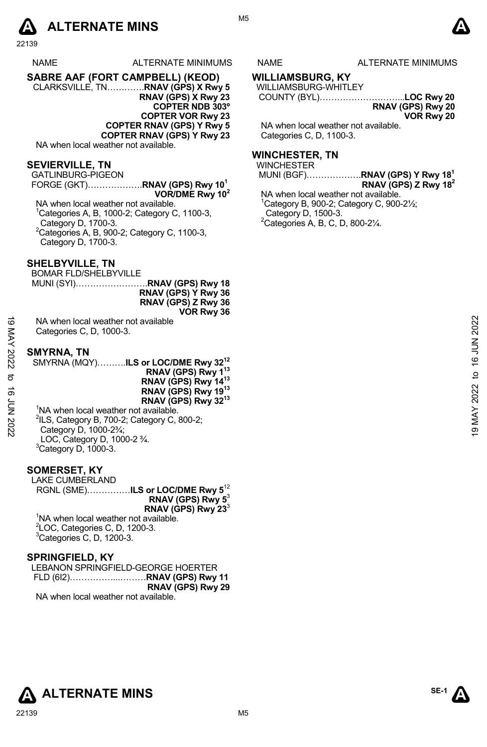| NAME | ALTERNATE MINIMUMS |
|---|---|

## SABRE AAF (FORT CAMPBELL) (KEOD)

CLARKSVILLE, TN…………**RNAV (GPS) X Rwy 5**
**RNAV (GPS) X Rwy 23**
**COPTER NDB 303º**
**COPTER VOR Rwy 23**
**COPTER RNAV (GPS) Y Rwy 5**
**COPTER RNAV (GPS) Y Rwy 23**

NA when local weather not available.

## SEVIERVILLE, TN

GATLINBURG-PIGEON
FORGE (GKT)………………**RNAV (GPS) Rwy 10**[1]
**VOR/DME Rwy 10**[2]

NA when local weather not available.
[1]Categories A, B, 1000-2; Category C, 1100-3, Category D, 1700-3.
[2]Categories A, B, 900-2; Category C, 1100-3, Category D, 1700-3.

## SHELBYVILLE, TN

BOMAR FLD/SHELBYVILLE
MUNI (SYI)……………………**RNAV (GPS) Rwy 18**
**RNAV (GPS) Y Rwy 36**
**RNAV (GPS) Z Rwy 36**
**VOR Rwy 36**

NA when local weather not available
Categories C, D, 1000-3.

## SMYRNA, TN

SMYRNA (MQY)……….**ILS or LOC/DME Rwy 32**[12]
**RNAV (GPS) Rwy 1**[13]
**RNAV (GPS) Rwy 14**[13]
**RNAV (GPS) Rwy 19**[13]
**RNAV (GPS) Rwy 32**[13]

[1]NA when local weather not available.
[2]ILS, Category B, 700-2; Category C, 800-2; Category D, 1000-2¾;
LOC, Category D, 1000-2 ¾.
[3]Category D, 1000-3.

## SOMERSET, KY

LAKE CUMBERLAND
RGNL (SME)……………**ILS or LOC/DME Rwy 5**[12]
**RNAV (GPS) Rwy 5**[3]
**RNAV (GPS) Rwy 23**[3]

[1]NA when local weather not available.
[2]LOC, Categories C, D, 1200-3.
[3]Categories C, D, 1200-3.

## SPRINGFIELD, KY

LEBANON SPRINGFIELD-GEORGE HOERTER
FLD (6I2)…………….....………**RNAV (GPS) Rwy 11**
**RNAV (GPS) Rwy 29**

NA when local weather not available.

## WILLIAMSBURG, KY

WILLIAMSBURG-WHITLEY
COUNTY (BYL)………………………...**LOC Rwy 20**
**RNAV (GPS) Rwy 20**
**VOR Rwy 20**

NA when local weather not available.
Categories C, D, 1100-3.

## WINCHESTER, TN

WINCHESTER
MUNI (BGF)……………….**RNAV (GPS) Y Rwy 18**[1]
**RNAV (GPS) Z Rwy 18**[2]

NA when local weather not available.
[1]Category B, 900-2; Category C, 900-2½; Category D, 1500-3.
[2]Categories A, B, C, D, 800-2¼.